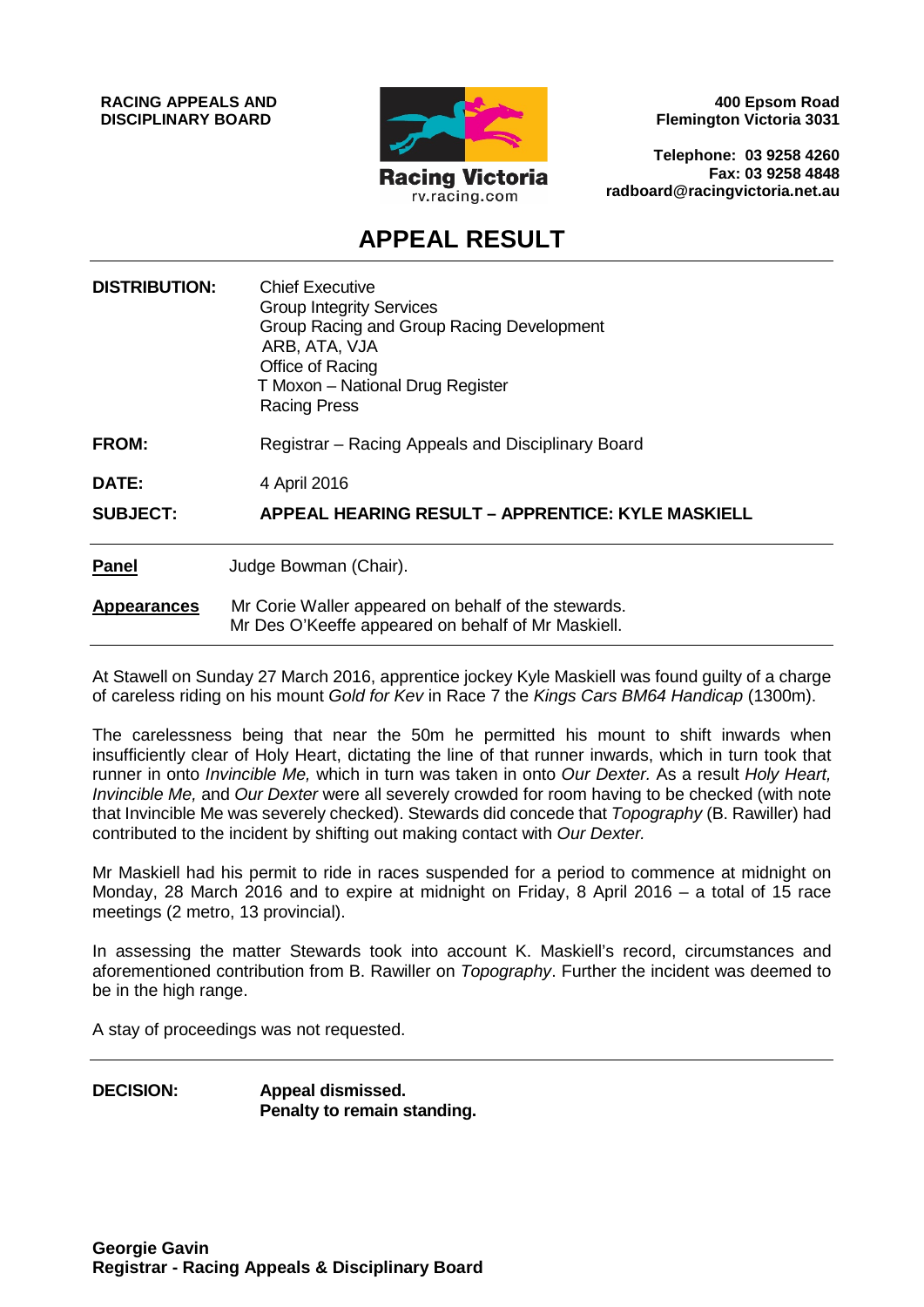**RACING APPEALS AND DISCIPLINARY BOARD**

Racing Victoria
rv.racing.com

**400 Epsom Road**
**Flemington Victoria 3031**

**Telephone: 03 9258 4260**
**Fax: 03 9258 4848**
**radboard@racingvictoria.net.au**

# APPEAL RESULT

| | |
|---|---|
| **DISTRIBUTION:** | Chief Executive<br>Group Integrity Services<br>Group Racing and Group Racing Development<br>ARB, ATA, VJA<br>Office of Racing<br>T Moxon – National Drug Register<br>Racing Press |
| **FROM:** | Registrar – Racing Appeals and Disciplinary Board |
| **DATE:** | 4 April 2016 |
| **SUBJECT:** | **APPEAL HEARING RESULT – APPRENTICE: KYLE MASKIELL** |

**Panel** Judge Bowman (Chair).

**Appearances** Mr Corie Waller appeared on behalf of the stewards.
Mr Des O'Keeffe appeared on behalf of Mr Maskiell.

At Stawell on Sunday 27 March 2016, apprentice jockey Kyle Maskiell was found guilty of a charge of careless riding on his mount *Gold for Kev* in Race 7 the *Kings Cars BM64 Handicap* (1300m).

The carelessness being that near the 50m he permitted his mount to shift inwards when insufficiently clear of Holy Heart, dictating the line of that runner inwards, which in turn took that runner in onto *Invincible Me,* which in turn was taken in onto *Our Dexter.* As a result *Holy Heart, Invincible Me,* and *Our Dexter* were all severely crowded for room having to be checked (with note that Invincible Me was severely checked). Stewards did concede that *Topography* (B. Rawiller) had contributed to the incident by shifting out making contact with *Our Dexter.*

Mr Maskiell had his permit to ride in races suspended for a period to commence at midnight on Monday, 28 March 2016 and to expire at midnight on Friday, 8 April 2016 – a total of 15 race meetings (2 metro, 13 provincial).

In assessing the matter Stewards took into account K. Maskiell's record, circumstances and aforementioned contribution from B. Rawiller on *Topography*. Further the incident was deemed to be in the high range.

A stay of proceedings was not requested.

**DECISION:** **Appeal dismissed.**
**Penalty to remain standing.**

**Georgie Gavin**
**Registrar - Racing Appeals & Disciplinary Board**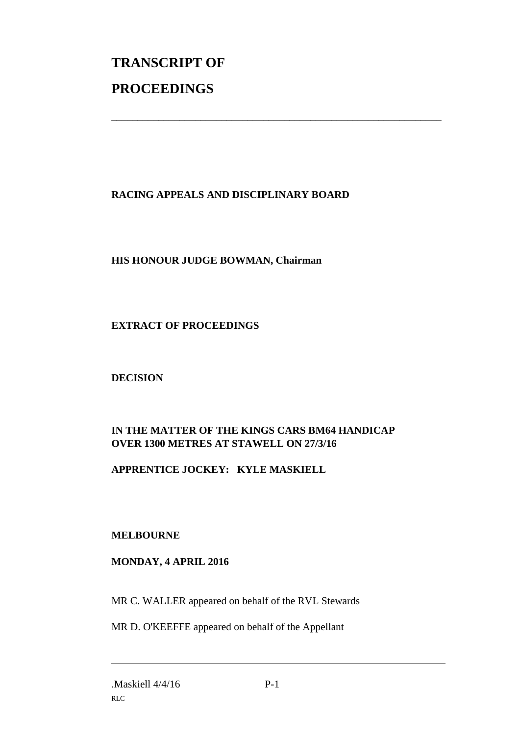# TRANSCRIPT OF PROCEEDINGS

---

**RACING APPEALS AND DISCIPLINARY BOARD**

**HIS HONOUR JUDGE BOWMAN, Chairman**

**EXTRACT OF PROCEEDINGS**

**DECISION**

**IN THE MATTER OF THE KINGS CARS BM64 HANDICAP OVER 1300 METRES AT STAWELL ON 27/3/16**

**APPRENTICE JOCKEY: KYLE MASKIELL**

**MELBOURNE**

**MONDAY, 4 APRIL 2016**

MR C. WALLER appeared on behalf of the RVL Stewards

MR D. O'KEEFFE appeared on behalf of the Appellant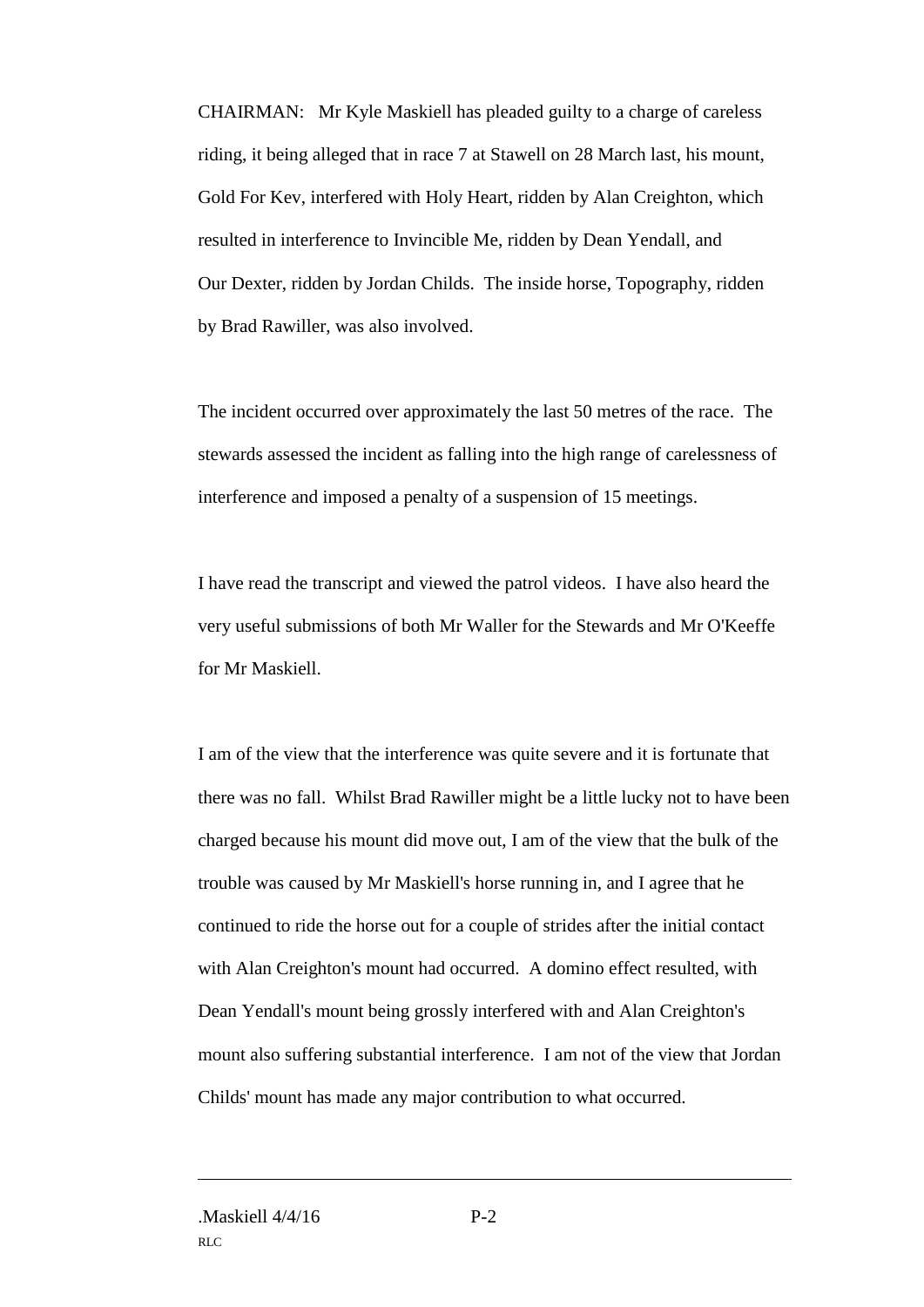CHAIRMAN: Mr Kyle Maskiell has pleaded guilty to a charge of careless riding, it being alleged that in race 7 at Stawell on 28 March last, his mount, Gold For Kev, interfered with Holy Heart, ridden by Alan Creighton, which resulted in interference to Invincible Me, ridden by Dean Yendall, and Our Dexter, ridden by Jordan Childs. The inside horse, Topography, ridden by Brad Rawiller, was also involved.

The incident occurred over approximately the last 50 metres of the race. The stewards assessed the incident as falling into the high range of carelessness of interference and imposed a penalty of a suspension of 15 meetings.

I have read the transcript and viewed the patrol videos. I have also heard the very useful submissions of both Mr Waller for the Stewards and Mr O'Keeffe for Mr Maskiell.

I am of the view that the interference was quite severe and it is fortunate that there was no fall. Whilst Brad Rawiller might be a little lucky not to have been charged because his mount did move out, I am of the view that the bulk of the trouble was caused by Mr Maskiell's horse running in, and I agree that he continued to ride the horse out for a couple of strides after the initial contact with Alan Creighton's mount had occurred. A domino effect resulted, with Dean Yendall's mount being grossly interfered with and Alan Creighton's mount also suffering substantial interference. I am not of the view that Jordan Childs' mount has made any major contribution to what occurred.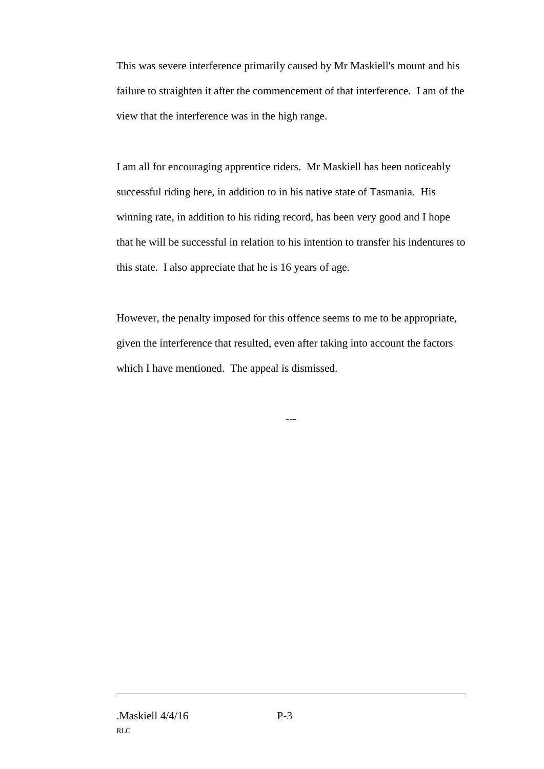This was severe interference primarily caused by Mr Maskiell's mount and his failure to straighten it after the commencement of that interference. I am of the view that the interference was in the high range.

I am all for encouraging apprentice riders. Mr Maskiell has been noticeably successful riding here, in addition to in his native state of Tasmania. His winning rate, in addition to his riding record, has been very good and I hope that he will be successful in relation to his intention to transfer his indentures to this state. I also appreciate that he is 16 years of age.

However, the penalty imposed for this offence seems to me to be appropriate, given the interference that resulted, even after taking into account the factors which I have mentioned. The appeal is dismissed.

---